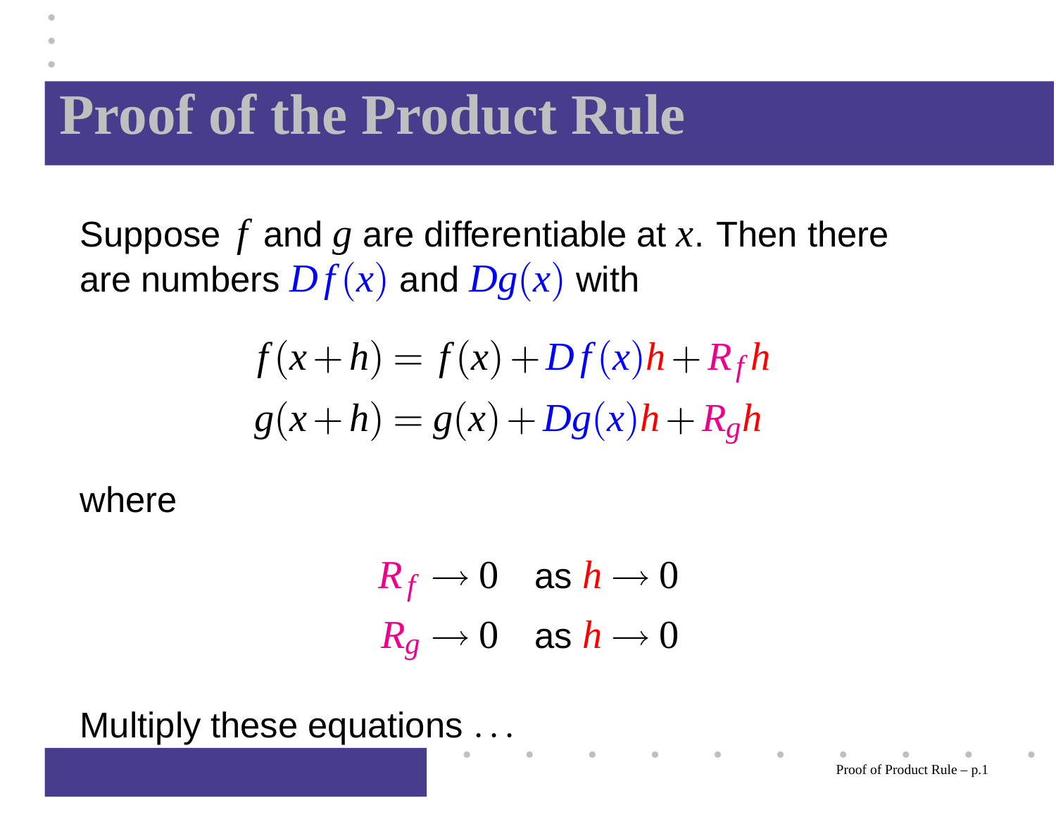# Proof of the Product Rule

Suppose $f$ and $g$ are differentiable at $x$. Then there are numbers $Df(x)$ and $Dg(x)$ with

$$f(x+h) = f(x) + Df(x)h + R_f h$$
$$g(x+h) = g(x) + Dg(x)h + R_g h$$

where

$$R_f \to 0 \quad \text{as } h \to 0$$
$$R_g \to 0 \quad \text{as } h \to 0$$

Multiply these equations ...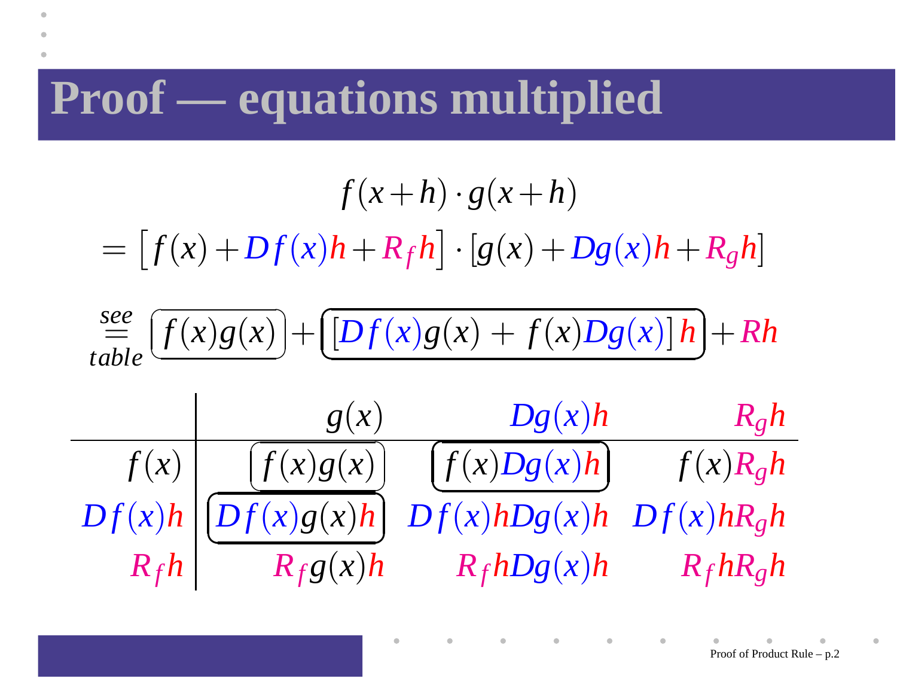# Proof — equations multiplied

$$f(x+h) \cdot g(x+h)$$

$$= \left[ f(x) + Df(x)h + R_f h \right] \cdot [g(x) + Dg(x)h + R_g h]$$

$$\overset{see}{\underset{table}{=}} \boxed{f(x)g(x)} + \boxed{[Df(x)g(x) + f(x)Dg(x)]\, h} + Rh$$

| | $g(x)$ | $Dg(x)h$ | $R_g h$ |
|---|---|---|---|
| $f(x)$ | $\boxed{f(x)g(x)}$ | $\boxed{f(x)Dg(x)h}$ | $f(x)R_g h$ |
| $Df(x)h$ | $\boxed{Df(x)g(x)h}$ | $Df(x)hDg(x)h$ | $Df(x)hR_g h$ |
| $R_f h$ | $R_f g(x)h$ | $R_f hDg(x)h$ | $R_f hR_g h$ |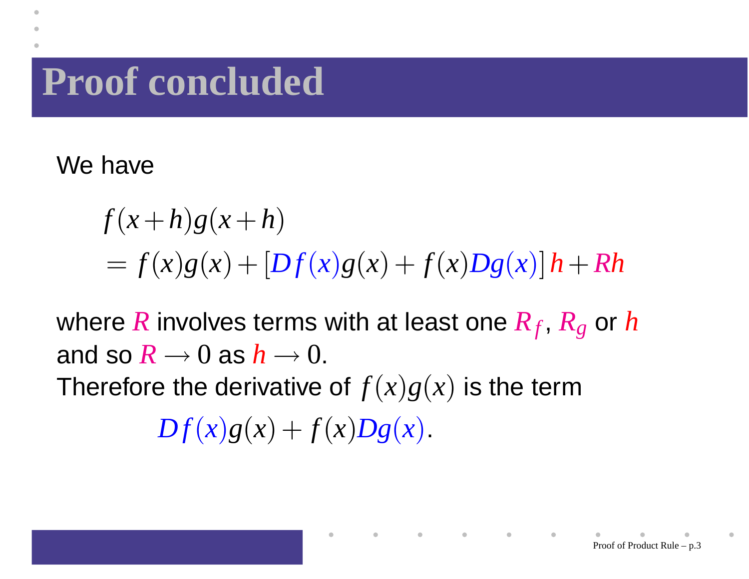# Proof concluded

We have

$$
\begin{aligned}
&f(x+h)g(x+h) \\
&= f(x)g(x) + [Df(x)g(x) + f(x)Dg(x)]\,h + Rh
\end{aligned}
$$

where $R$ involves terms with at least one $R_f$, $R_g$ or $h$ and so $R \longrightarrow 0$ as $h \longrightarrow 0$.
Therefore the derivative of $f(x)g(x)$ is the term

$$Df(x)g(x) + f(x)Dg(x).$$